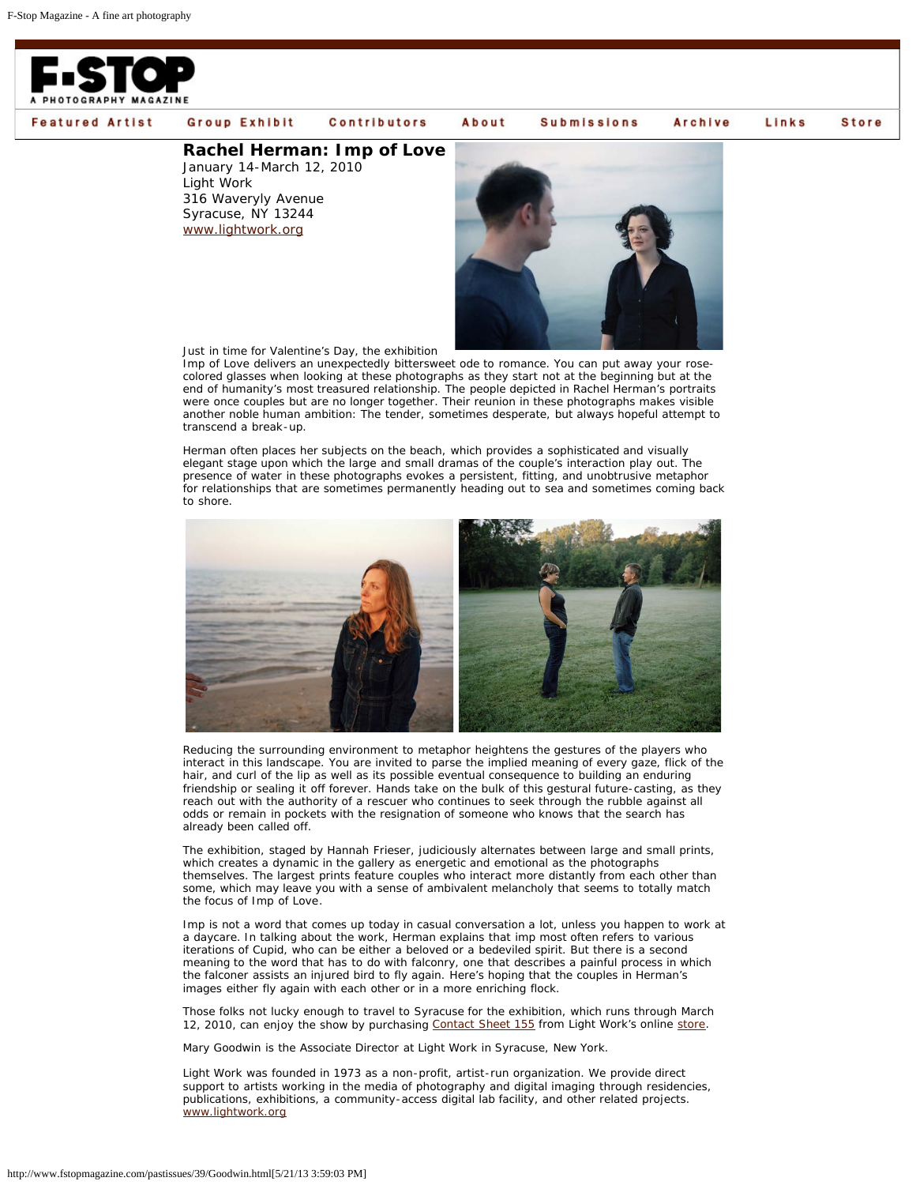F-STOP
A PHOTOGRAPHY MAGAZINE

Featured Artist | Group Exhibit | Contributors | About | Submissions | Archive | Links | Store

## Rachel Herman: Imp of Love

January 14-March 12, 2010
Light Work
316 Waveryly Avenue
Syracuse, NY 13244
www.lightwork.org

Just in time for Valentine's Day, the exhibition Imp of Love delivers an unexpectedly bittersweet ode to romance. You can put away your rose-colored glasses when looking at these photographs as they start not at the beginning but at the end of humanity's most treasured relationship. The people depicted in Rachel Herman's portraits were once couples but are no longer together. Their reunion in these photographs makes visible another noble human ambition: The tender, sometimes desperate, but always hopeful attempt to transcend a break-up.

Herman often places her subjects on the beach, which provides a sophisticated and visually elegant stage upon which the large and small dramas of the couple's interaction play out. The presence of water in these photographs evokes a persistent, fitting, and unobtrusive metaphor for relationships that are sometimes permanently heading out to sea and sometimes coming back to shore.

Reducing the surrounding environment to metaphor heightens the gestures of the players who interact in this landscape. You are invited to parse the implied meaning of every gaze, flick of the hair, and curl of the lip as well as its possible eventual consequence to building an enduring friendship or sealing it off forever. Hands take on the bulk of this gestural future-casting, as they reach out with the authority of a rescuer who continues to seek through the rubble against all odds or remain in pockets with the resignation of someone who knows that the search has already been called off.

The exhibition, staged by Hannah Frieser, judiciously alternates between large and small prints, which creates a dynamic in the gallery as energetic and emotional as the photographs themselves. The largest prints feature couples who interact more distantly from each other than some, which may leave you with a sense of ambivalent melancholy that seems to totally match the focus of Imp of Love.

Imp is not a word that comes up today in casual conversation a lot, unless you happen to work at a daycare. In talking about the work, Herman explains that imp most often refers to various iterations of Cupid, who can be either a beloved or a bedeviled spirit. But there is a second meaning to the word that has to do with falconry, one that describes a painful process in which the falconer assists an injured bird to fly again. Here's hoping that the couples in Herman's images either fly again with each other or in a more enriching flock.

Those folks not lucky enough to travel to Syracuse for the exhibition, which runs through March 12, 2010, can enjoy the show by purchasing Contact Sheet 155 from Light Work's online store.

Mary Goodwin is the Associate Director at Light Work in Syracuse, New York.

Light Work was founded in 1973 as a non-profit, artist-run organization. We provide direct support to artists working in the media of photography and digital imaging through residencies, publications, exhibitions, a community-access digital lab facility, and other related projects.
www.lightwork.org